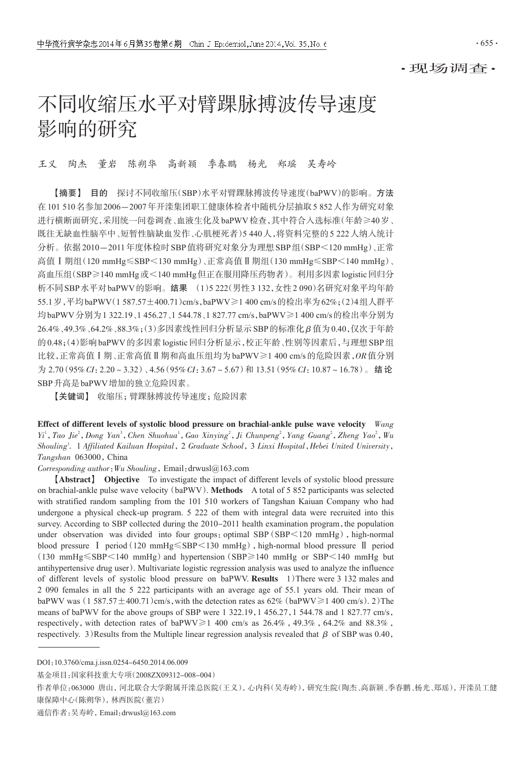·现场调查·

# 不同收缩压水平对臂踝脉搏波传导速度影响的研究

王义　陶杰　董岩　陈朔华　高新颖　季春鹏　杨光　郑瑶　吴寿岭

【摘要】 **目的**　探讨不同收缩压(SBP)水平对臂踝脉搏波传导速度(baPWV)的影响。**方法**　在101 510名参加2006－2007年开滦集团职工健康体检者中随机分层抽取5 852人作为研究对象进行横断面研究,采用统一问卷调查、血液生化及baPWV检查,其中符合入选标准(年龄≥40岁、既往无缺血性脑卒中、短暂性脑缺血发作、心肌梗死者)5 440人,将资料完整的5 222人纳入统计分析。依据2010－2011年度体检时SBP值将研究对象分为理想SBP组(SBP<120 mmHg)、正常高值Ⅰ期组(120 mmHg≤SBP<130 mmHg)、正常高值Ⅱ期组(130 mmHg≤SBP<140 mmHg)、高血压组(SBP≥140 mmHg或<140 mmHg但正在服用降压药物者)。利用多因素logistic回归分析不同SBP水平对baPWV的影响。**结果**　(1)5 222(男性3 132,女性2 090)名研究对象平均年龄55.1岁,平均baPWV(1 587.57±400.71)cm/s,baPWV≥1 400 cm/s的检出率为62%;(2)4组人群平均baPWV分别为1 322.19、1 456.27、1 544.78、1 827.77 cm/s,baPWV≥1 400 cm/s的检出率分别为26.4%、49.3%、64.2%、88.3%;(3)多因素线性回归分析显示SBP的标准化$\beta$值为0.40,仅次于年龄的0.48;(4)影响baPWV的多因素logistic回归分析显示,校正年龄、性别等因素后,与理想SBP组比较,正常高值Ⅰ期、正常高值Ⅱ期和高血压组均为baPWV≥1 400 cm/s的危险因素,*OR*值分别为2.70(95%*CI*:2.20～3.32)、4.56(95%*CI*:3.67～5.67)和13.51(95%*CI*:10.87～16.78)。**结论**　SBP升高是baPWV增加的独立危险因素。

【关键词】 收缩压; 臂踝脉搏波传导速度; 危险因素

**Effect of different levels of systolic blood pressure on brachial-ankle pulse wave velocity** *Wang Yi*[1], *Tao Jie*[2], *Dong Yan*[3], *Chen Shuohua*[1], *Gao Xinying*[2], *Ji Chunpeng*[2], *Yang Guang*[2], *Zheng Yao*[2], *Wu Shouling*[1]. *1 Affiliated Kailuan Hospital, 2 Graduate School, 3 Linxi Hospital, Hebei United University, Tangshan* 063000, China

*Corresponding author*: *Wu Shouling*, Email: drwusl@163.com

【**Abstract**】 **Objective**　To investigate the impact of different levels of systolic blood pressure on brachial-ankle pulse wave velocity (baPWV). **Methods**　A total of 5 852 participants was selected with stratified random sampling from the 101 510 workers of Tangshan Kaiuan Company who had undergone a physical check-up program. 5 222 of them with integral data were recruited into this survey. According to SBP collected during the 2010-2011 health examination program, the population under observation was divided into four groups: optimal SBP (SBP<120 mmHg), high-normal blood pressure Ⅰ period (120 mmHg≤SBP<130 mmHg), high-normal blood pressure Ⅱ period (130 mmHg≤SBP<140 mmHg) and hypertension (SBP≥140 mmHg or SBP<140 mmHg but antihypertensive drug user). Multivariate logistic regression analysis was used to analyze the influence of different levels of systolic blood pressure on baPWV. **Results**　1)There were 3 132 males and 2 090 females in all the 5 222 participants with an average age of 55.1 years old. Their mean of baPWV was (1 587.57±400.71) cm/s, with the detection rates as 62% (baPWV≥1 400 cm/s). 2)The means of baPWV for the above groups of SBP were 1 322.19, 1 456.27, 1 544.78 and 1 827.77 cm/s, respectively, with detection rates of baPWV≥1 400 cm/s as 26.4%, 49.3%, 64.2% and 88.3%, respectively. 3)Results from the Multiple linear regression analysis revealed that $\beta$ of SBP was 0.40,

---

DOI:10.3760/cma.j.issn.0254-6450.2014.06.009

基金项目:国家科技重大专项(2008ZX09312-008-004)

作者单位:063000 唐山,河北联合大学附属开滦总医院(王义),心内科(吴寿岭),研究生院(陶杰、高新颖、季春鹏、杨光、郑瑶),开滦员工健康保障中心(陈朔华),林西医院(董岩)

通信作者:吴寿岭, Email:drwusl@163.com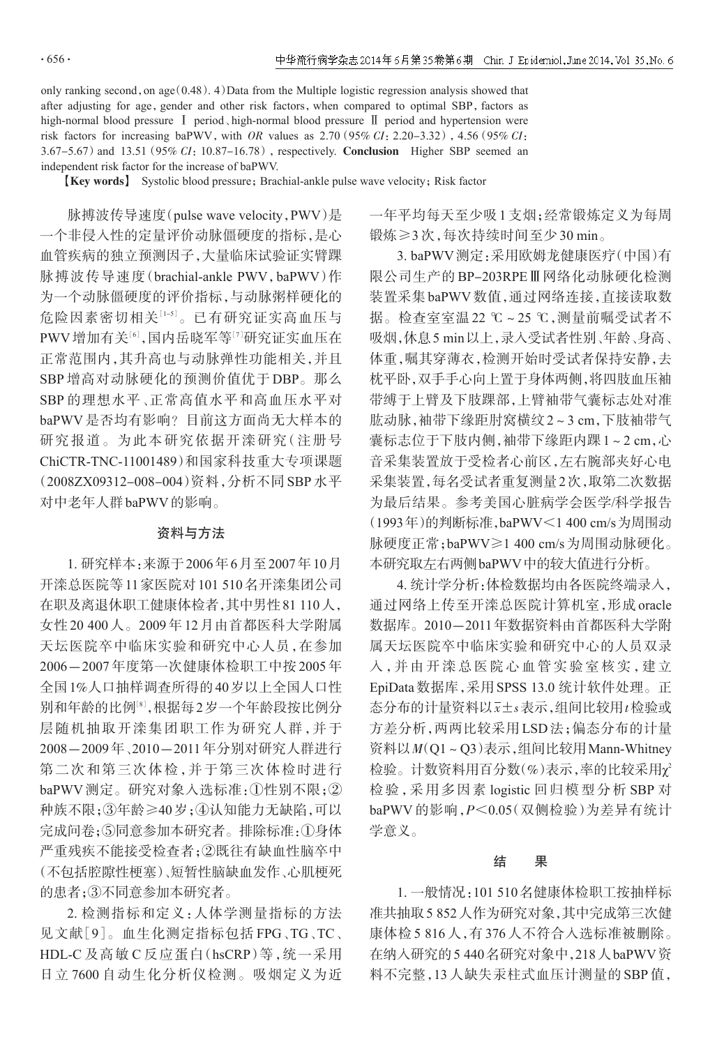only ranking second, on age (0.48). 4) Data from the Multiple logistic regression analysis showed that after adjusting for age, gender and other risk factors, when compared to optimal SBP, factors as high-normal blood pressure Ⅰ period、high-normal blood pressure Ⅱ period and hypertension were risk factors for increasing baPWV, with *OR* values as 2.70 (95% *CI*: 2.20–3.32), 4.56 (95% *CI*: 3.67–5.67) and 13.51 (95% *CI*: 10.87–16.78), respectively. **Conclusion** Higher SBP seemed an independent risk factor for the increase of baPWV.

**【Key words】** Systolic blood pressure; Brachial-ankle pulse wave velocity; Risk factor

脉搏波传导速度(pulse wave velocity,PWV)是一个非侵入性的定量评价动脉僵硬度的指标,是心血管疾病的独立预测因子,大量临床试验证实臂踝脉搏波传导速度(brachial-ankle PWV,baPWV)作为一个动脉僵硬度的评价指标,与动脉粥样硬化的危险因素密切相关[1-5]。已有研究证实高血压与PWV增加有关[6],国内岳晓军等[7]研究证实血压在正常范围内,其升高也与动脉弹性功能相关,并且SBP增高对动脉硬化的预测价值优于DBP。那么SBP的理想水平、正常高值水平和高血压水平对baPWV是否均有影响?目前这方面尚无大样本的研究报道。为此本研究依据开滦研究(注册号ChiCTR-TNC-11001489)和国家科技重大专项课题(2008ZX09312-008-004)资料,分析不同SBP水平对中老年人群baPWV的影响。

## 资料与方法

1. 研究样本:来源于2006年6月至2007年10月开滦总医院等11家医院对101 510名开滦集团公司在职及离退休职工健康体检者,其中男性81 110人,女性20 400人。2009年12月由首都医科大学附属天坛医院卒中临床实验和研究中心人员,在参加2006—2007年度第一次健康体检职工中按2005年全国1%人口抽样调查所得的40岁以上全国人口性别和年龄的比例[8],根据每2岁一个年龄段按比例分层随机抽取开滦集团职工作为研究人群,并于2008—2009年、2010—2011年分别对研究人群进行第二次和第三次体检,并于第三次体检时进行baPWV测定。研究对象入选标准:①性别不限;②种族不限;③年龄≥40岁;④认知能力无缺陷,可以完成问卷;⑤同意参加本研究者。排除标准:①身体严重残疾不能接受检查者;②既往有缺血性脑卒中(不包括腔隙性梗塞)、短暂性脑缺血发作、心肌梗死的患者;③不同意参加本研究者。

2. 检测指标和定义:人体学测量指标的方法见文献[9]。血生化测定指标包括FPG、TG、TC、HDL-C及高敏C反应蛋白(hsCRP)等,统一采用日立7600自动生化分析仪检测。吸烟定义为近一年平均每天至少吸1支烟;经常锻炼定义为每周锻炼≥3次,每次持续时间至少30 min。

3. baPWV测定:采用欧姆龙健康医疗(中国)有限公司生产的BP-203RPEⅢ网络化动脉硬化检测装置采集baPWV数值,通过网络连接,直接读取数据。检查室室温22 ℃~25 ℃,测量前嘱受试者不吸烟,休息5 min以上,录入受试者性别、年龄、身高、体重,嘱其穿薄衣,检测开始时受试者保持安静,去枕平卧,双手手心向上置于身体两侧,将四肢血压袖带缚于上臂及下肢踝部,上臂袖带气囊标志处对准肱动脉,袖带下缘距肘窝横纹2~3 cm,下肢袖带气囊标志位于下肢内侧,袖带下缘距内踝1~2 cm,心音采集装置放于受检者心前区,左右腕部夹好心电采集装置,每名受试者重复测量2次,取第二次数据为最后结果。参考美国心脏病学会医学/科学报告(1993年)的判断标准,baPWV<1 400 cm/s为周围动脉硬度正常;baPWV≥1 400 cm/s为周围动脉硬化。本研究取左右两侧baPWV中的较大值进行分析。

4. 统计学分析:体检数据均由各医院终端录入,通过网络上传至开滦总医院计算机室,形成oracle数据库。2010—2011年数据资料由首都医科大学附属天坛医院卒中临床实验和研究中心的人员双录入,并由开滦总医院心血管实验室核实,建立EpiData数据库,采用SPSS 13.0统计软件处理。正态分布的计量资料以$\bar{x}\pm s$表示,组间比较用$t$检验或方差分析,两两比较采用LSD法;偏态分布的计量资料以$M$(Q1~Q3)表示,组间比较用Mann-Whitney检验。计数资料用百分数(%)表示,率的比较采用$\chi^2$检验,采用多因素logistic回归模型分析SBP对baPWV的影响,$P<0.05$(双侧检验)为差异有统计学意义。

## 结 果

1. 一般情况:101 510名健康体检职工按抽样标准共抽取5 852人作为研究对象,其中完成第三次健康体检5 816人,有376人不符合入选标准被删除。在纳入研究的5 440名研究对象中,218人baPWV资料不完整,13人缺失汞柱式血压计测量的SBP值,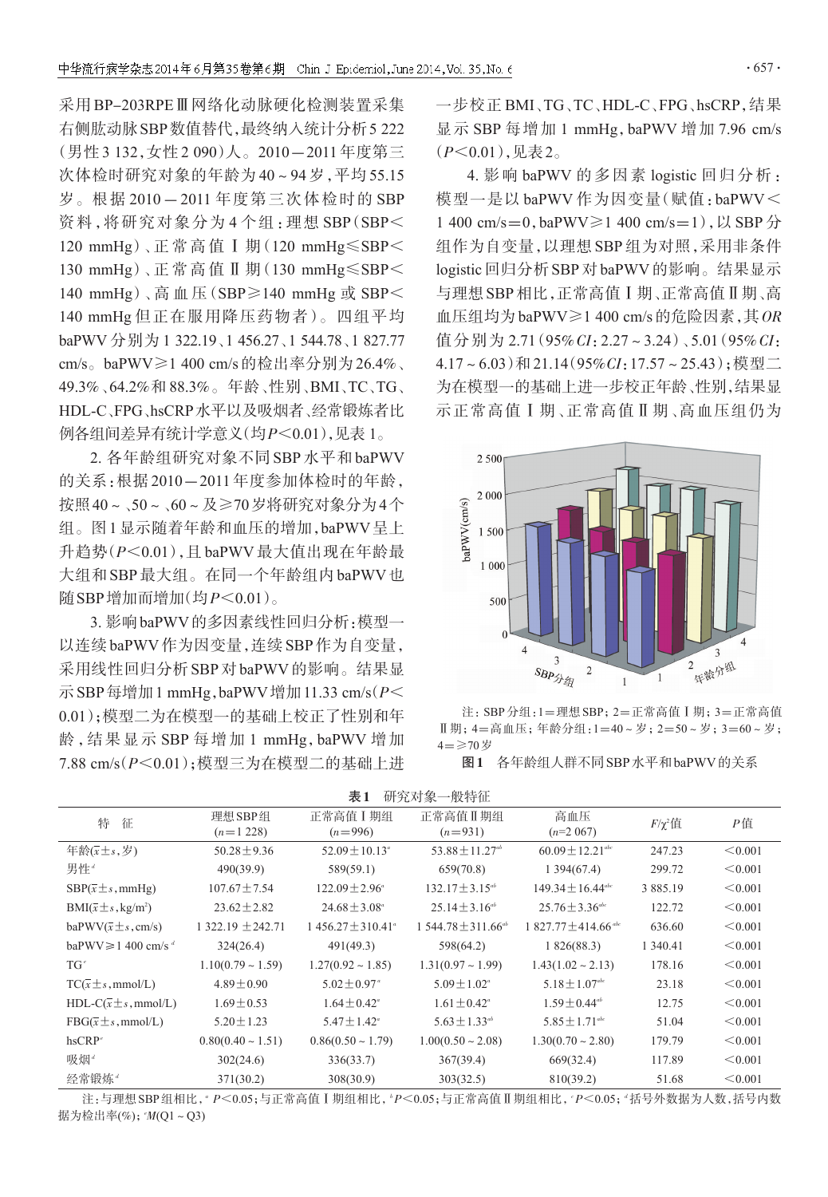采用BP-203RPEⅢ网络化动脉硬化检测装置采集右侧肱动脉SBP数值替代，最终纳入统计分析5 222（男性3 132，女性2 090）人。2010－2011年度第三次体检时研究对象的年龄为40～94岁，平均55.15岁。根据2010－2011年度第三次体检时的SBP资料，将研究对象分为4个组：理想SBP（SBP＜120 mmHg）、正常高值Ⅰ期（120 mmHg≤SBP＜130 mmHg）、正常高值Ⅱ期（130 mmHg≤SBP＜140 mmHg）、高血压（SBP≥140 mmHg或SBP＜140 mmHg但正在服用降压药物者）。四组平均baPWV分别为1 322.19、1 456.27、1 544.78、1 827.77 cm/s。baPWV≥1 400 cm/s的检出率分别为26.4%、49.3%、64.2%和88.3%。年龄、性别、BMI、TC、TG、HDL-C、FPG、hsCRP水平以及吸烟者、经常锻炼者比例各组间差异有统计学意义（均$P$＜0.01），见表1。

2. 各年龄组研究对象不同SBP水平和baPWV的关系：根据2010－2011年度参加体检时的年龄，按照40～、50～、60～及≥70岁将研究对象分为4个组。图1显示随着年龄和血压的增加，baPWV呈上升趋势（$P$＜0.01），且baPWV最大值出现在年龄最大组和SBP最大组。在同一个年龄组内baPWV也随SBP增加而增加（均$P$＜0.01）。

3. 影响baPWV的多因素线性回归分析：模型一以连续baPWV作为因变量，连续SBP作为自变量，采用线性回归分析SBP对baPWV的影响。结果显示SBP每增加1 mmHg，baPWV增加11.33 cm/s（$P$＜0.01）；模型二为在模型一的基础上校正了性别和年龄，结果显示SBP每增加1 mmHg，baPWV增加7.88 cm/s（$P$＜0.01）；模型三为在模型二的基础上进一步校正BMI、TG、TC、HDL-C、FPG、hsCRP，结果显示SBP每增加1 mmHg，baPWV增加7.96 cm/s（$P$＜0.01），见表2。

4. 影响baPWV的多因素logistic回归分析：模型一是以baPWV作为因变量（赋值：baPWV＜1 400 cm/s＝0，baPWV≥1 400 cm/s＝1），以SBP分组作为自变量，以理想SBP组为对照，采用非条件logistic回归分析SBP对baPWV的影响。结果显示与理想SBP相比，正常高值Ⅰ期、正常高值Ⅱ期、高血压组均为baPWV≥1 400 cm/s的危险因素，其$OR$值分别为2.71（95%$CI$：2.27～3.24）、5.01（95%$CI$：4.17～6.03）和21.14（95%$CI$：17.57～25.43）；模型二为在模型一的基础上进一步校正年龄、性别，结果显示正常高值Ⅰ期、正常高值Ⅱ期、高血压组仍为

注：SBP分组：1＝理想SBP；2＝正常高值Ⅰ期；3＝正常高值Ⅱ期；4＝高血压；年龄分组：1＝40～岁；2＝50～岁；3＝60～岁；4＝≥70岁

**图1** 各年龄组人群不同SBP水平和baPWV的关系

**表1** 研究对象一般特征

| 特　征 | 理想SBP组 ($n$=1 228) | 正常高值Ⅰ期组 ($n$=996) | 正常高值Ⅱ期组 ($n$=931) | 高血压 ($n$=2 067) | $F$/$\chi^2$值 | $P$值 |
|---|---|---|---|---|---|---|
| 年龄($\bar{x}\pm s$,岁) | 50.28±9.36 | 52.09±10.13[a] | 53.88±11.27[ab] | 60.09±12.21[abc] | 247.23 | <0.001 |
| 男性[d] | 490(39.9) | 589(59.1) | 659(70.8) | 1 394(67.4) | 299.72 | <0.001 |
| SBP($\bar{x}\pm s$,mmHg) | 107.67±7.54 | 122.09±2.96[a] | 132.17±3.15[ab] | 149.34±16.44[abc] | 3 885.19 | <0.001 |
| BMI($\bar{x}\pm s$,kg/m²) | 23.62±2.82 | 24.68±3.08[a] | 25.14±3.16[ab] | 25.76±3.36[abc] | 122.72 | <0.001 |
| baPWV($\bar{x}\pm s$,cm/s) | 1 322.19±242.71 | 1 456.27±310.41[a] | 1 544.78±311.66[ab] | 1 827.77±414.66[abc] | 636.60 | <0.001 |
| baPWV≥1 400 cm/s[d] | 324(26.4) | 491(49.3) | 598(64.2) | 1 826(88.3) | 1 340.41 | <0.001 |
| TG[e] | 1.10(0.79～1.59) | 1.27(0.92～1.85) | 1.31(0.97～1.99) | 1.43(1.02～2.13) | 178.16 | <0.001 |
| TC($\bar{x}\pm s$,mmol/L) | 4.89±0.90 | 5.02±0.97[a] | 5.09±1.02[a] | 5.18±1.07[abc] | 23.18 | <0.001 |
| HDL-C($\bar{x}\pm s$,mmol/L) | 1.69±0.53 | 1.64±0.42[a] | 1.61±0.42[a] | 1.59±0.44[ab] | 12.75 | <0.001 |
| FBG($\bar{x}\pm s$,mmol/L) | 5.20±1.23 | 5.47±1.42[a] | 5.63±1.33[ab] | 5.85±1.71[abc] | 51.04 | <0.001 |
| hsCRP[e] | 0.80(0.40～1.51) | 0.86(0.50～1.79) | 1.00(0.50～2.08) | 1.30(0.70～2.80) | 179.79 | <0.001 |
| 吸烟[d] | 302(24.6) | 336(33.7) | 367(39.4) | 669(32.4) | 117.89 | <0.001 |
| 经常锻炼[d] | 371(30.2) | 308(30.9) | 303(32.5) | 810(39.2) | 51.68 | <0.001 |

注：与理想SBP组相比，[a] $P$＜0.05；与正常高值Ⅰ期组相比，[b] $P$＜0.05；与正常高值Ⅱ期组相比，[c] $P$＜0.05；[d]括号外数据为人数，括号内数据为检出率(%)；[e] $M$(Q1～Q3)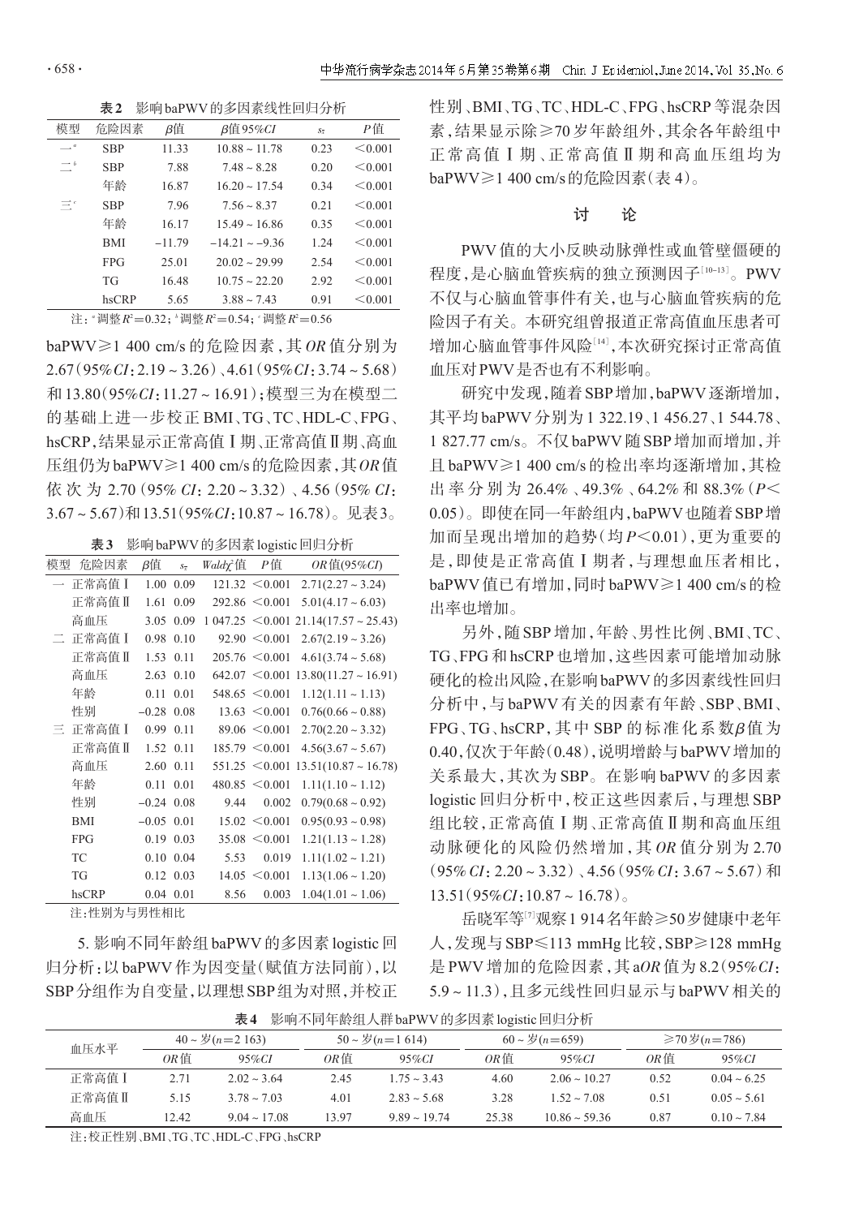**表2　影响baPWV的多因素线性回归分析**

| 模型 | 危险因素 | $\beta$值 | $\beta$值95%*CI* | $s_{\bar{x}}$ | *P*值 |
|---|---|---|---|---|---|
| 一[a] | SBP | 11.33 | 10.88～11.78 | 0.23 | <0.001 |
| 二[b] | SBP | 7.88 | 7.48～8.28 | 0.20 | <0.001 |
| | 年龄 | 16.87 | 16.20～17.54 | 0.34 | <0.001 |
| 三[c] | SBP | 7.96 | 7.56～8.37 | 0.21 | <0.001 |
| | 年龄 | 16.17 | 15.49～16.86 | 0.35 | <0.001 |
| | BMI | −11.79 | −14.21～−9.36 | 1.24 | <0.001 |
| | FPG | 25.01 | 20.02～29.99 | 2.54 | <0.001 |
| | TG | 16.48 | 10.75～22.20 | 2.92 | <0.001 |
| | hsCRP | 5.65 | 3.88～7.43 | 0.91 | <0.001 |

注：[a]调整$R^2$=0.32；[b]调整$R^2$=0.54；[c]调整$R^2$=0.56

baPWV≥1 400 cm/s的危险因素，其*OR*值分别为2.67（95%*CI*：2.19～3.26）、4.61（95%*CI*：3.74～5.68）和13.80（95%*CI*：11.27～16.91）；模型三为在模型二的基础上进一步校正BMI、TG、TC、HDL-C、FPG、hsCRP，结果显示正常高值Ⅰ期、正常高值Ⅱ期、高血压组仍为baPWV≥1 400 cm/s的危险因素，其*OR*值依次为2.70（95%*CI*：2.20～3.32）、4.56（95%*CI*：3.67～5.67）和13.51（95%*CI*：10.87～16.78）。见表3。

**表3　影响baPWV的多因素logistic回归分析**

| 模型 | 危险因素 | $\beta$值 | $s_{\bar{x}}$ | *Wald*$\chi^2$值 | *P*值 | *OR*值(95%*CI*) |
|---|---|---|---|---|---|---|
| 一 | 正常高值Ⅰ | 1.00 | 0.09 | 121.32 | <0.001 | 2.71(2.27～3.24) |
| | 正常高值Ⅱ | 1.61 | 0.09 | 292.86 | <0.001 | 5.01(4.17～6.03) |
| | 高血压 | 3.05 | 0.09 | 1 047.25 | <0.001 | 21.14(17.57～25.43) |
| 二 | 正常高值Ⅰ | 0.98 | 0.10 | 92.90 | <0.001 | 2.67(2.19～3.26) |
| | 正常高值Ⅱ | 1.53 | 0.11 | 205.76 | <0.001 | 4.61(3.74～5.68) |
| | 高血压 | 2.63 | 0.10 | 642.07 | <0.001 | 13.80(11.27～16.91) |
| | 年龄 | 0.11 | 0.01 | 548.65 | <0.001 | 1.12(1.11～1.13) |
| | 性别 | −0.28 | 0.08 | 13.63 | <0.001 | 0.76(0.66～0.88) |
| 三 | 正常高值Ⅰ | 0.99 | 0.11 | 89.06 | <0.001 | 2.70(2.20～3.32) |
| | 正常高值Ⅱ | 1.52 | 0.11 | 185.79 | <0.001 | 4.56(3.67～5.67) |
| | 高血压 | 2.60 | 0.11 | 551.25 | <0.001 | 13.51(10.87～16.78) |
| | 年龄 | 0.11 | 0.01 | 480.85 | <0.001 | 1.11(1.10～1.12) |
| | 性别 | −0.24 | 0.08 | 9.44 | 0.002 | 0.79(0.68～0.92) |
| | BMI | −0.05 | 0.01 | 15.02 | <0.001 | 0.95(0.93～0.98) |
| | FPG | 0.19 | 0.03 | 35.08 | <0.001 | 1.21(1.13～1.28) |
| | TC | 0.10 | 0.04 | 5.53 | 0.019 | 1.11(1.02～1.21) |
| | TG | 0.12 | 0.03 | 14.05 | <0.001 | 1.13(1.06～1.20) |
| | hsCRP | 0.04 | 0.01 | 8.56 | 0.003 | 1.04(1.01～1.06) |

注：性别为与男性相比

5. 影响不同年龄组baPWV的多因素logistic回归分析：以baPWV作为因变量（赋值方法同前），以SBP分组作为自变量，以理想SBP组为对照，并校正性别、BMI、TG、TC、HDL-C、FPG、hsCRP等混杂因素，结果显示除≥70岁年龄组外，其余各年龄组中正常高值Ⅰ期、正常高值Ⅱ期和高血压组均为baPWV≥1 400 cm/s的危险因素（表4）。

## 讨　论

PWV值的大小反映动脉弹性或血管壁僵硬的程度，是心脑血管疾病的独立预测因子[10-13]。PWV不仅与心脑血管事件有关，也与心脑血管疾病的危险因子有关。本研究组曾报道正常高值血压患者可增加心脑血管事件风险[14]，本次研究探讨正常高值血压对PWV是否也有不利影响。

研究中发现，随着SBP增加，baPWV逐渐增加，其平均baPWV分别为1 322.19、1 456.27、1 544.78、1 827.77 cm/s。不仅baPWV随SBP增加而增加，并且baPWV≥1 400 cm/s的检出率均逐渐增加，其检出率分别为26.4%、49.3%、64.2%和88.3%（$P<0.05$）。即使在同一年龄组内，baPWV也随着SBP增加而呈现出增加的趋势（均$P<0.01$），更为重要的是，即使是正常高值Ⅰ期者，与理想血压者相比，baPWV值已有增加，同时baPWV≥1 400 cm/s的检出率也增加。

另外，随SBP增加，年龄、男性比例、BMI、TC、TG、FPG和hsCRP也增加，这些因素可能增加动脉硬化的检出风险，在影响baPWV的多因素线性回归分析中，与baPWV有关的因素有年龄、SBP、BMI、FPG、TG、hsCRP，其中SBP的标准化系数$\beta$值为0.40，仅次于年龄（0.48），说明增龄与baPWV增加的关系最大，其次为SBP。在影响baPWV的多因素logistic回归分析中，校正这些因素后，与理想SBP组比较，正常高值Ⅰ期、正常高值Ⅱ期和高血压组动脉硬化的风险仍然增加，其*OR*值分别为2.70（95%*CI*：2.20～3.32）、4.56（95%*CI*：3.67～5.67）和13.51（95%*CI*：10.87～16.78）。

岳晓军等[7]观察1 914名年龄≥50岁健康中老年人，发现与SBP≤113 mmHg比较，SBP≥128 mmHg是PWV增加的危险因素，其a*OR*值为8.2（95%*CI*：5.9～11.3），且多元线性回归显示与baPWV相关的

**表4　影响不同年龄组人群baPWV的多因素logistic回归分析**

| 血压水平 | 40～岁(*n*=2 163) | | 50～岁(*n*=1 614) | | 60～岁(*n*=659) | | ≥70岁(*n*=786) | |
|---|---|---|---|---|---|---|---|---|
| | *OR*值 | 95%*CI* | *OR*值 | 95%*CI* | *OR*值 | 95%*CI* | *OR*值 | 95%*CI* |
| 正常高值Ⅰ | 2.71 | 2.02～3.64 | 2.45 | 1.75～3.43 | 4.60 | 2.06～10.27 | 0.52 | 0.04～6.25 |
| 正常高值Ⅱ | 5.15 | 3.78～7.03 | 4.01 | 2.83～5.68 | 3.28 | 1.52～7.08 | 0.51 | 0.05～5.61 |
| 高血压 | 12.42 | 9.04～17.08 | 13.97 | 9.89～19.74 | 25.38 | 10.86～59.36 | 0.87 | 0.10～7.84 |

注：校正性别、BMI、TG、TC、HDL-C、FPG、hsCRP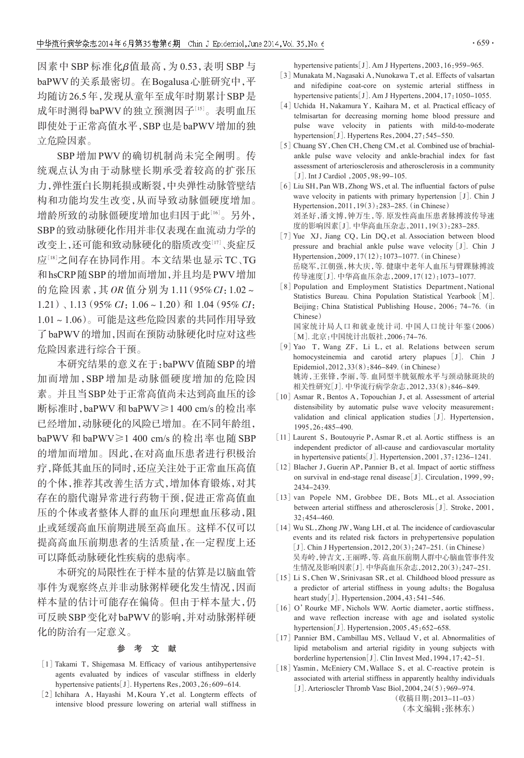因素中SBP标准化$\beta$值最高，为0.53，表明SBP与baPWV的关系最密切。在Bogalusa心脏研究中，平均随访26.5年，发现从童年至成年时期累计SBP是成年时测得baPWV的独立预测因子[15]。表明血压即使处于正常高值水平，SBP也是baPWV增加的独立危险因素。

SBP增加PWV的确切机制尚未完全阐明。传统观点认为由于动脉壁长期承受着较高的扩张压力，弹性蛋白长期耗损或断裂，中央弹性动脉管壁结构和功能均发生改变，从而导致动脉僵硬度增加。增龄所致的动脉僵硬度增加也归因于此[16]。另外，SBP的致动脉硬化作用并非仅表现在血流动力学的改变上，还可能和致动脉硬化的脂质改变[17]、炎症反应[18]之间存在协同作用。本文结果也显示TC、TG和hsCRP随SBP的增加而增加，并且均是PWV增加的危险因素，其*OR*值分别为1.11（95% *CI*：1.02～1.21）、1.13（95% *CI*：1.06～1.20）和1.04（95% *CI*：1.01～1.06）。可能是这些危险因素的共同作用导致了baPWV的增加，因而在预防动脉硬化时应对这些危险因素进行综合干预。

本研究结果的意义在于：baPWV值随SBP的增加而增加，SBP增加是动脉僵硬度增加的危险因素。并且当SBP处于正常高值尚未达到高血压的诊断标准时，baPWV和baPWV≥1 400 cm/s的检出率已经增加，动脉硬化的风险已增加。在不同年龄组，baPWV和baPWV≥1 400 cm/s的检出率也随SBP的增加而增加。因此，在对高血压患者进行积极治疗，降低其血压的同时，还应关注处于正常血压高值的个体，推荐其改善生活方式，增加体育锻炼，对其存在的脂代谢异常进行药物干预，促进正常高值血压的个体或者整体人群的血压向理想血压移动，阻止或延缓高血压前期进展至高血压。这样不仅可以提高高血压前期患者的生活质量，在一定程度上还可以降低动脉硬化性疾病的患病率。

本研究的局限性在于样本量的估算是以脑血管事件为观察终点并非动脉粥样硬化发生情况，因而样本量的估计可能存在偏倚。但由于样本量大，仍可反映SBP变化对baPWV的影响，并对动脉粥样硬化的防治有一定意义。

## 参 考 文 献

[1] Takami T, Shigemasa M. Efficacy of various antihypertensive agents evaluated by indices of vascular stiffness in elderly hypertensive patients[J]. Hypertens Res, 2003, 26: 609-614.

[2] Ichihara A, Hayashi M, Koura Y, et al. Longterm effects of intensive blood pressure lowering on arterial wall stiffness in hypertensive patients[J]. Am J Hypertens, 2003, 16: 959-965.

[3] Munakata M, Nagasaki A, Nunokawa T, et al. Effects of valsartan and nifedipine coat-core on systemic arterial stiffness in hypertensive patients[J]. Am J Hypertens, 2004, 17: 1050-1055.

[4] Uchida H, Nakamura Y, Kaihara M, et al. Practical efficacy of telmisartan for decreasing morning home blood pressure and pulse wave velocity in patients with mild-to-moderate hypertension[J]. Hypertens Res, 2004, 27: 545-550.

[5] Chuang SY, Chen CH, Cheng CM, et al. Combined use of brachial-ankle pulse wave velocity and ankle-brachial index for fast assessment of arteriosclerosis and atherosclerosis in a community [J]. Int J Cardiol, 2005, 98: 99-105.

[6] Liu SH, Pan WB, Zhong WS, et al. The influential factors of pulse wave velocity in patients with primary hypertension [J]. Chin J Hypertension, 2011, 19(3): 283-285. (in Chinese)
刘圣好，潘文博，钟万生，等. 原发性高血压患者脉搏波传导速度的影响因素[J]. 中华高血压杂志，2011，19(3)：283-285.

[7] Yue XJ, Jiang CQ, Lin DQ, et al. Association between blood pressure and brachial ankle pulse wave velocity [J]. Chin J Hypertension, 2009, 17(12): 1073-1077. (in Chinese)
岳晓军，江朝强，林大庆，等. 健康中老年人血压与臂踝脉搏波传导速度[J]. 中华高血压杂志，2009，17(12)：1073-1077.

[8] Population and Employment Statistics Department, National Statistics Bureau. China Population Statistical Yearbook [M]. Beijing: China Statistical Publishing House, 2006: 74-76. (in Chinese)
国家统计局人口和就业统计司. 中国人口统计年鉴(2006) [M]. 北京：中国统计出版社，2006：74-76.

[9] Yao T, Wang ZF, Li L, et al. Relations between serum homocysteinemia and carotid artery plaques [J]. Chin J Epidemiol, 2012, 33(8): 846-849. (in Chinese)
姚涛，王张锋，李丽，等. 血同型半胱氨酸水平与颈动脉斑块的相关性研究[J]. 中华流行病学杂志，2012，33(8)：846-849.

[10] Asmar R, Bentos A, Topouchian J, et al. Assessment of arterial distensibility by automatic pulse wave velocity measurement: validation and clinical application studies [J]. Hypertension, 1995, 26: 485-490.

[11] Laurent S, Boutouyrie P, Asmar R, et al. Aortic stiffness is an independent predictor of all-cause and cardiovascular mortality in hypertensive patients[J]. Hypertension, 2001, 37: 1236-1241.

[12] Blacher J, Guerin AP, Pannier B, et al. Impact of aortic stiffness on survival in end-stage renal disease[J]. Circulation, 1999, 99: 2434-2439.

[13] van Popele NM, Grobbee DE, Bots ML, et al. Association between arterial stiffness and atherosclerosis[J]. Stroke, 2001, 32: 454-460.

[14] Wu SL, Zhong JW, Wang LH, et al. The incidence of cardiovascular events and its related risk factors in prehypertensive population [J]. Chin J Hypertension, 2012, 20(3): 247-251. (in Chinese)
吴寿岭，钟吉文，王丽晔，等. 高血压前期人群中心脑血管事件发生情况及影响因素[J]. 中华高血压杂志，2012，20(3)：247-251.

[15] Li S, Chen W, Srinivasan SR, et al. Childhood blood pressure as a predictor of arterial stiffness in young adults: the Bogalusa heart study[J]. Hypertension, 2004, 43: 541-546.

[16] O'Rourke MF, Nichols WW. Aortic diameter, aortic stiffness, and wave reflection increase with age and isolated systolic hypertension[J]. Hypertension, 2005, 45: 652-658.

[17] Pannier BM, Cambillau MS, Vellaud V, et al. Abnormalities of lipid metabolism and arterial rigidity in young subjects with borderline hypertension[J]. Clin Invest Med, 1994, 17: 42-51.

[18] Yasmin, McEniery CM, Wallace S, et al. C-reactive protein is associated with arterial stiffness in apparently healthy individuals [J]. Arterioscler Thromb Vasc Biol, 2004, 24(5): 969-974.

（收稿日期：2013-11-03）
（本文编辑：张林东）